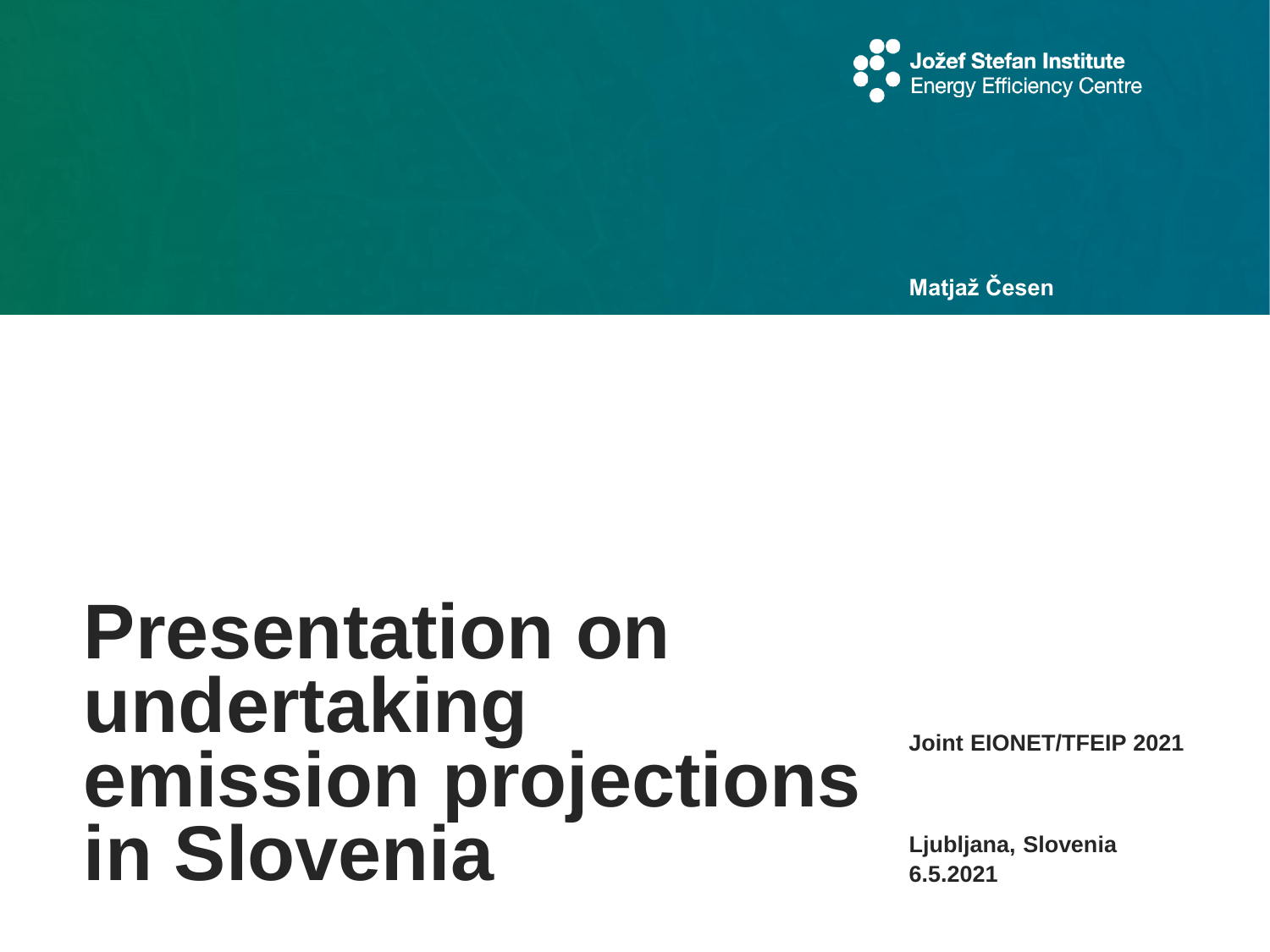**Jožef Stefan Institute**
Energy Efficiency Centre

**Matjaž Česen**

# Presentation on undertaking emission projections in Slovenia

**Joint EIONET/TFEIP 2021**

**Ljubljana, Slovenia**
**6.5.2021**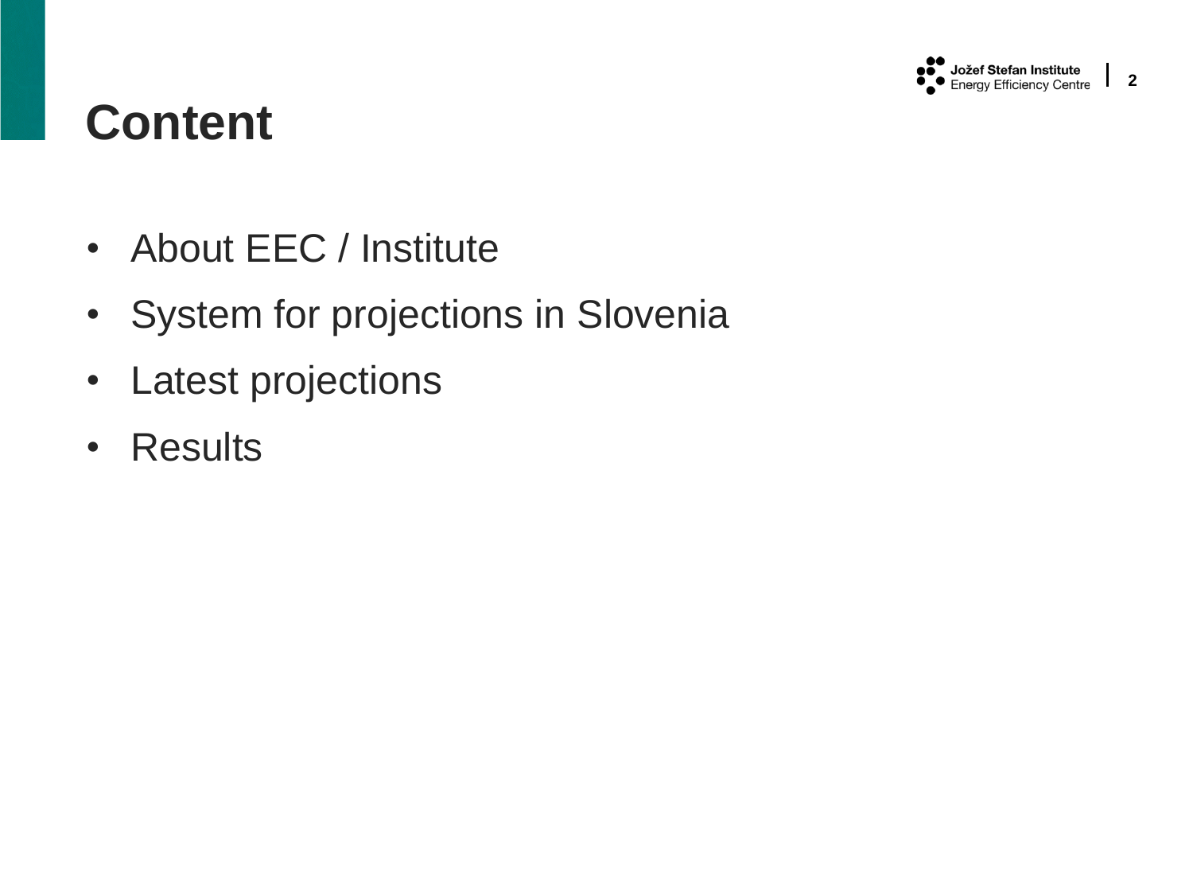# Content

- About EEC / Institute
- System for projections in Slovenia
- Latest projections
- Results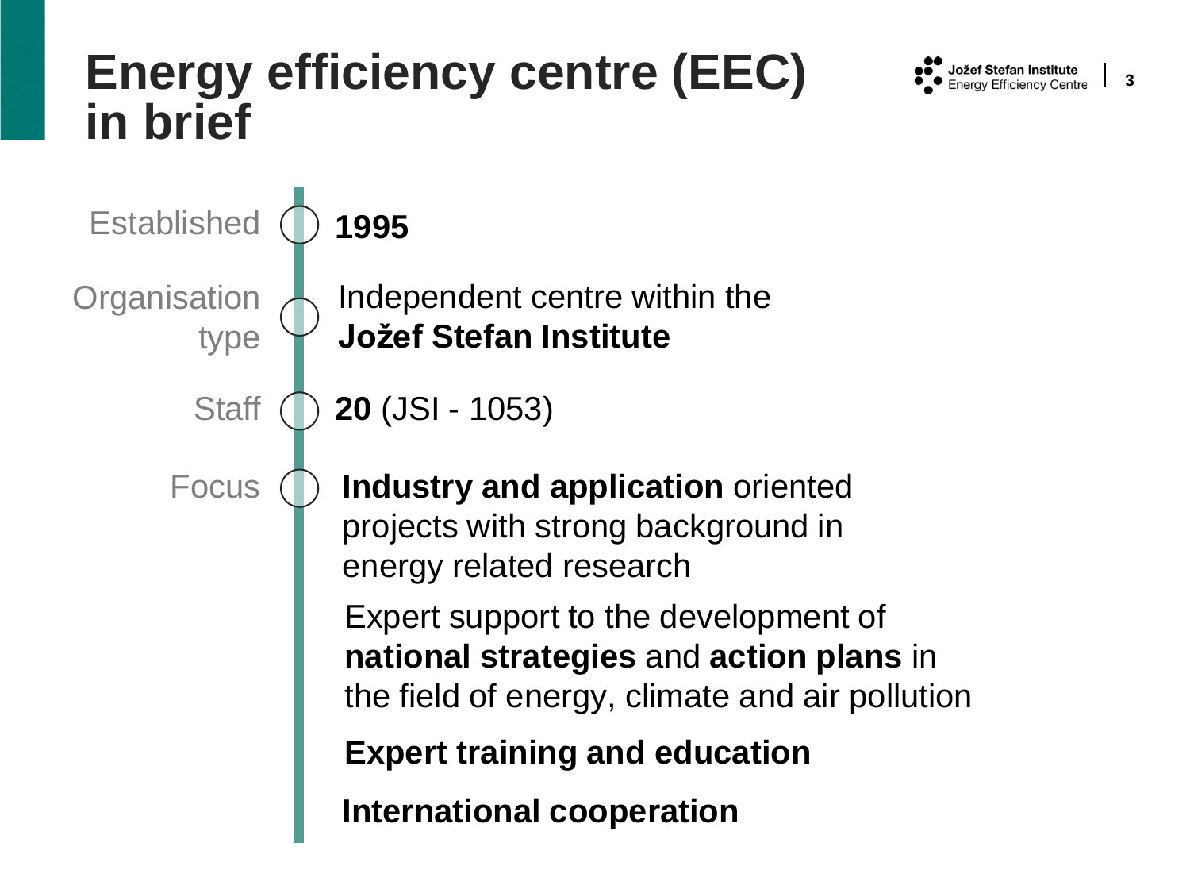# Energy efficiency centre (EEC) in brief

**Established:** **1995**

**Organisation type:** Independent centre within the **Jožef Stefan Institute**

**Staff:** **20** (JSI - 1053)

**Focus:**

- **Industry and application** oriented projects with strong background in energy related research
- Expert support to the development of **national strategies** and **action plans** in the field of energy, climate and air pollution
- **Expert training and education**
- **International cooperation**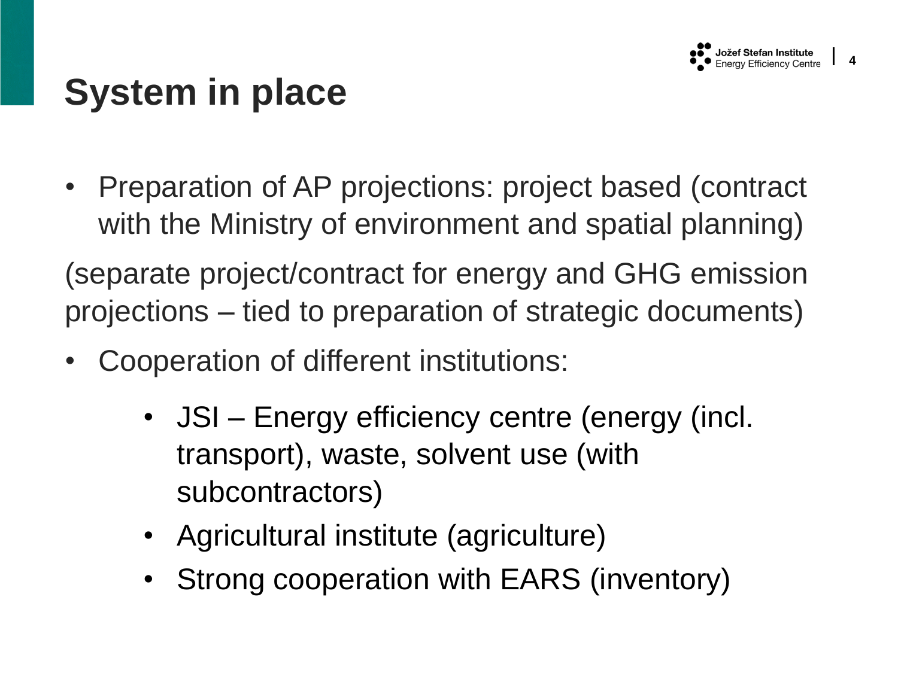# System in place

- Preparation of AP projections: project based (contract with the Ministry of environment and spatial planning)

(separate project/contract for energy and GHG emission projections – tied to preparation of strategic documents)

- Cooperation of different institutions:
  - JSI – Energy efficiency centre (energy (incl. transport), waste, solvent use (with subcontractors)
  - Agricultural institute (agriculture)
  - Strong cooperation with EARS (inventory)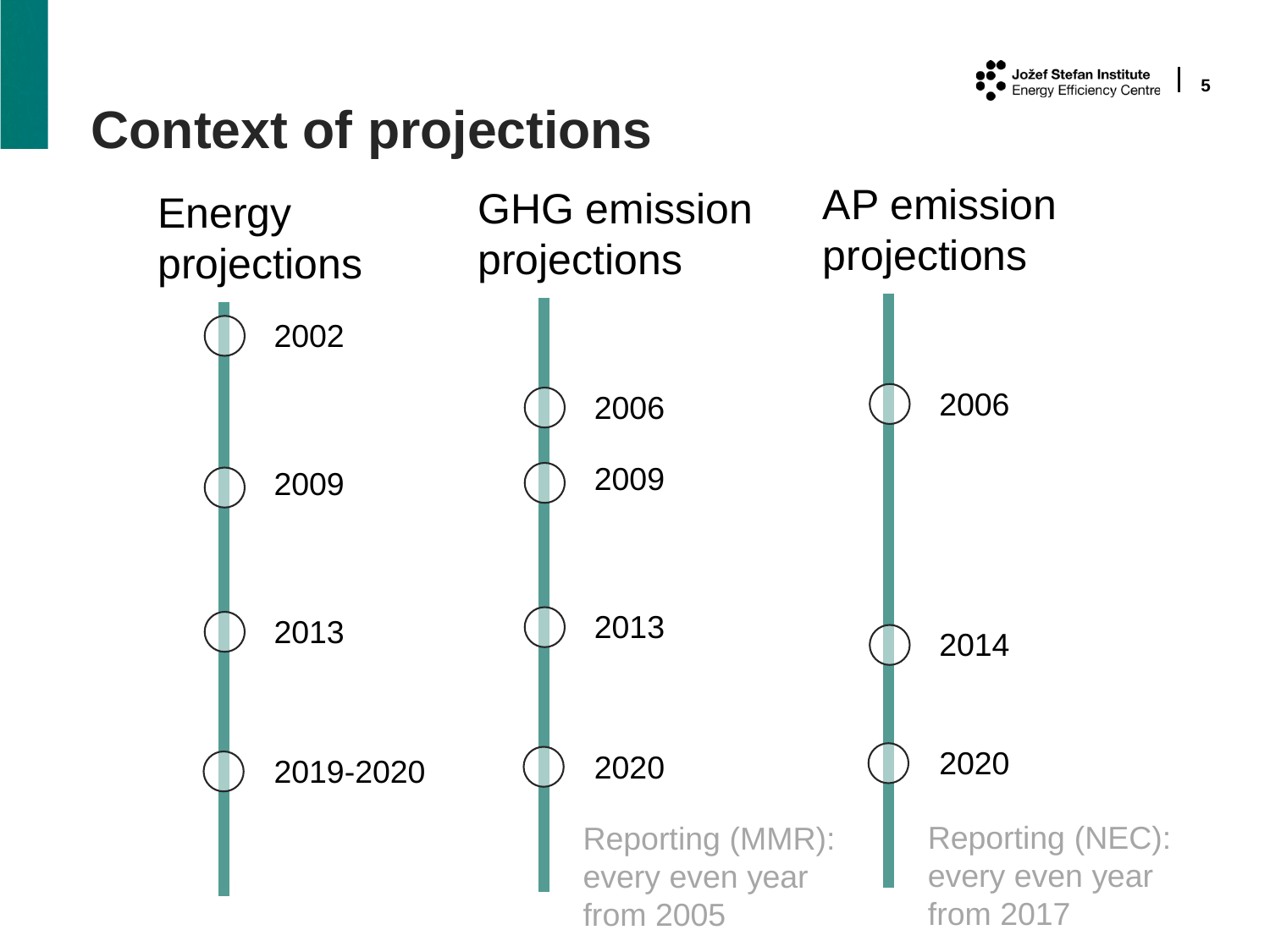# Context of projections

## Energy projections

- 2002
- 2009
- 2013
- 2019-2020

## GHG emission projections

- 2006
- 2009
- 2013
- 2020

Reporting (MMR): every even year from 2005

## AP emission projections

- 2006
- 2014
- 2020

Reporting (NEC): every even year from 2017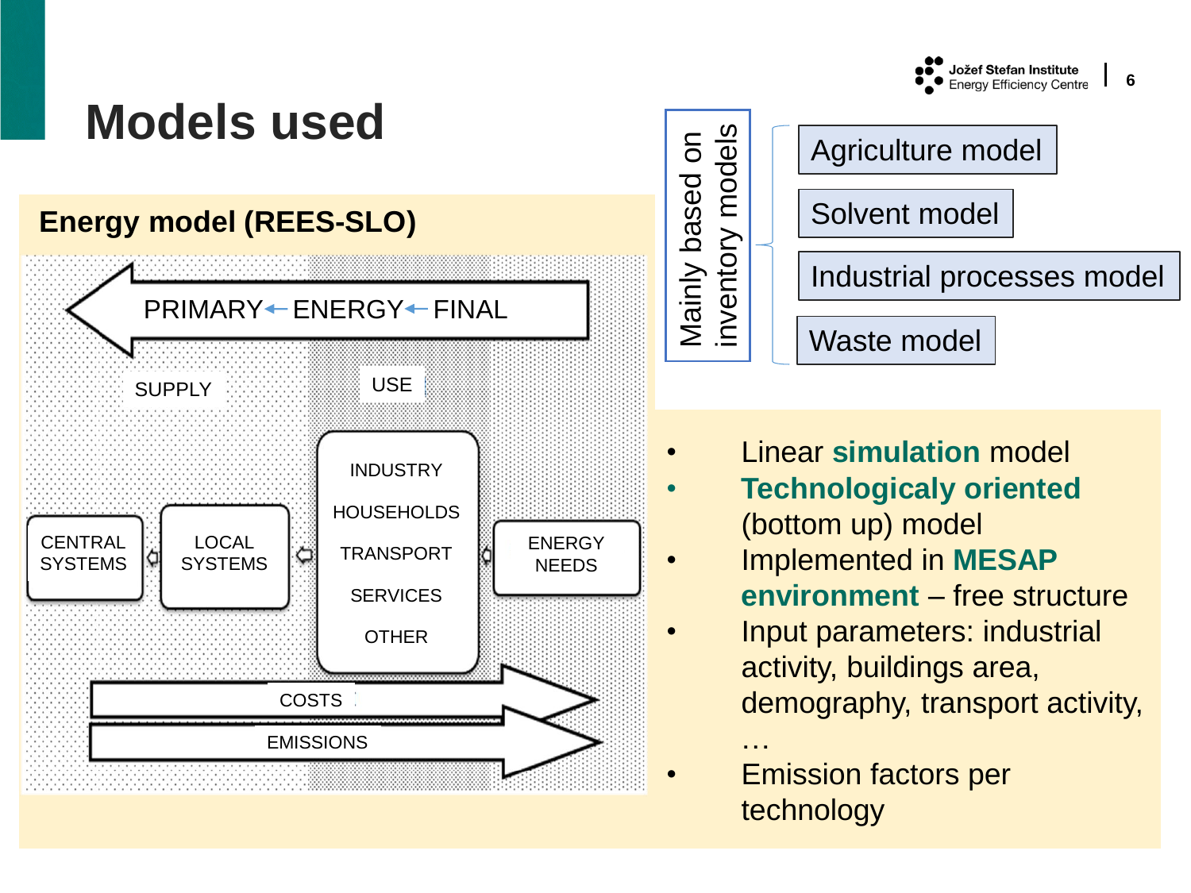# Models used

## Energy model (REES-SLO)

PRIMARY ← ENERGY ← FINAL

SUPPLY | USE

CENTRAL SYSTEMS ⇦ LOCAL SYSTEMS ⇦ INDUSTRY / HOUSEHOLDS / TRANSPORT / SERVICES / OTHER ⇦ ENERGY NEEDS

COSTS ⇨

EMISSIONS ⇨

Mainly based on inventory models:

- Agriculture model
- Solvent model
- Industrial processes model
- Waste model

- Linear **simulation** model
- **Technologicaly oriented** (bottom up) model
- Implemented in **MESAP environment** – free structure
- Input parameters: industrial activity, buildings area, demography, transport activity, …
- Emission factors per technology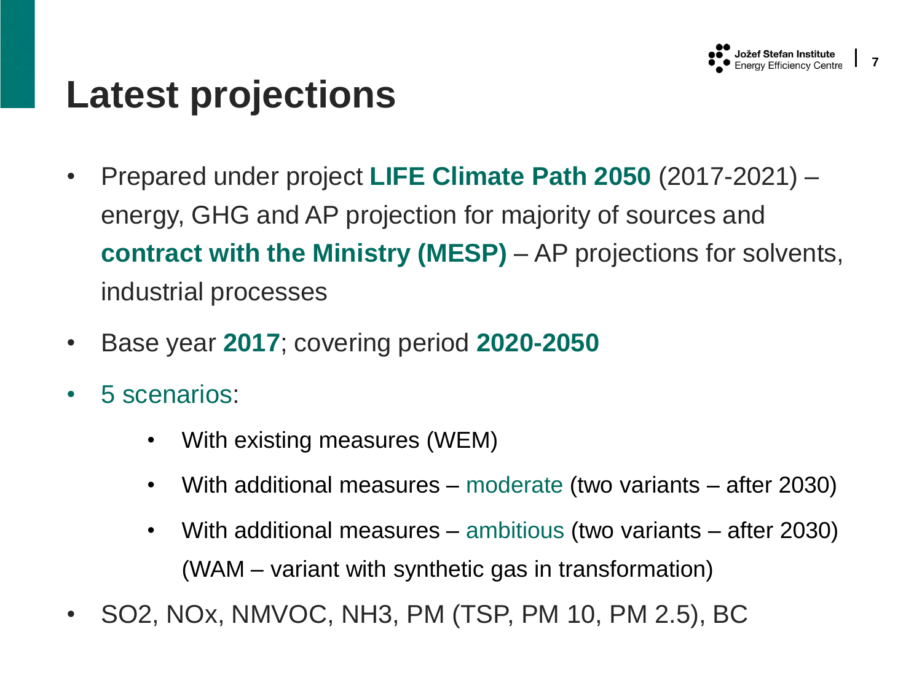# Latest projections

- Prepared under project **LIFE Climate Path 2050** (2017-2021) – energy, GHG and AP projection for majority of sources and **contract with the Ministry (MESP)** – AP projections for solvents, industrial processes
- Base year **2017**; covering period **2020-2050**
- 5 scenarios:
  - With existing measures (WEM)
  - With additional measures – moderate (two variants – after 2030)
  - With additional measures – ambitious (two variants – after 2030) (WAM – variant with synthetic gas in transformation)
- $SO_2$, $NO_x$, NMVOC, $NH_3$, PM (TSP, PM 10, PM 2.5), BC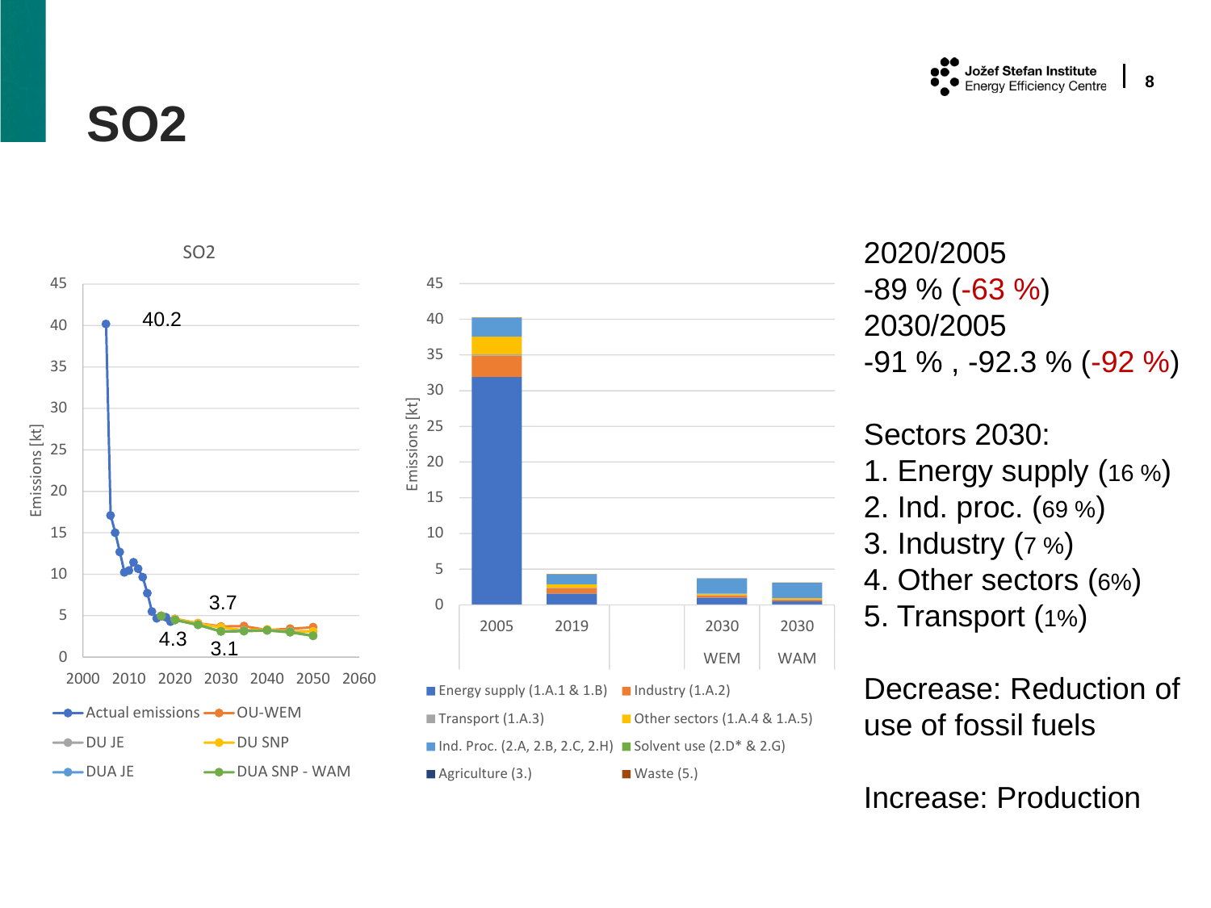# SO2

2020/2005
-89 % (-63 %)
2030/2005
-91 % , -92.3 % (-92 %)

Sectors 2030:

1. Energy supply (16 %)
2. Ind. proc. (69 %)
3. Industry (7 %)
4. Other sectors (6%)
5. Transport (1%)

Decrease: Reduction of use of fossil fuels

Increase: Production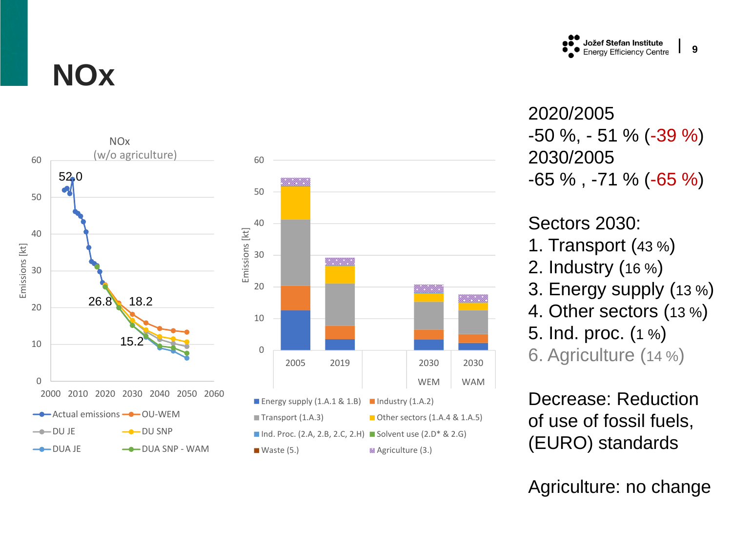# NOx

NOx
(w/o agriculture)

Emissions [kt]

52.0

26.8

18.2

15.2

- Actual emissions
- OU-WEM
- DU JE
- DU SNP
- DUA JE
- DUA SNP - WAM

Emissions [kt]

2005 | 2019 | 2030 WEM | 2030 WAM

- Energy supply (1.A.1 & 1.B)
- Industry (1.A.2)
- Transport (1.A.3)
- Other sectors (1.A.4 & 1.A.5)
- Ind. Proc. (2.A, 2.B, 2.C, 2.H)
- Solvent use (2.D* & 2.G)
- Waste (5.)
- Agriculture (3.)

2020/2005
-50 %, - 51 % (-39 %)
2030/2005
-65 % , -71 % (-65 %)

Sectors 2030:

1. Transport (43 %)
2. Industry (16 %)
3. Energy supply (13 %)
4. Other sectors (13 %)
5. Ind. proc. (1 %)
6. Agriculture (14 %)

Decrease: Reduction of use of fossil fuels, (EURO) standards

Agriculture: no change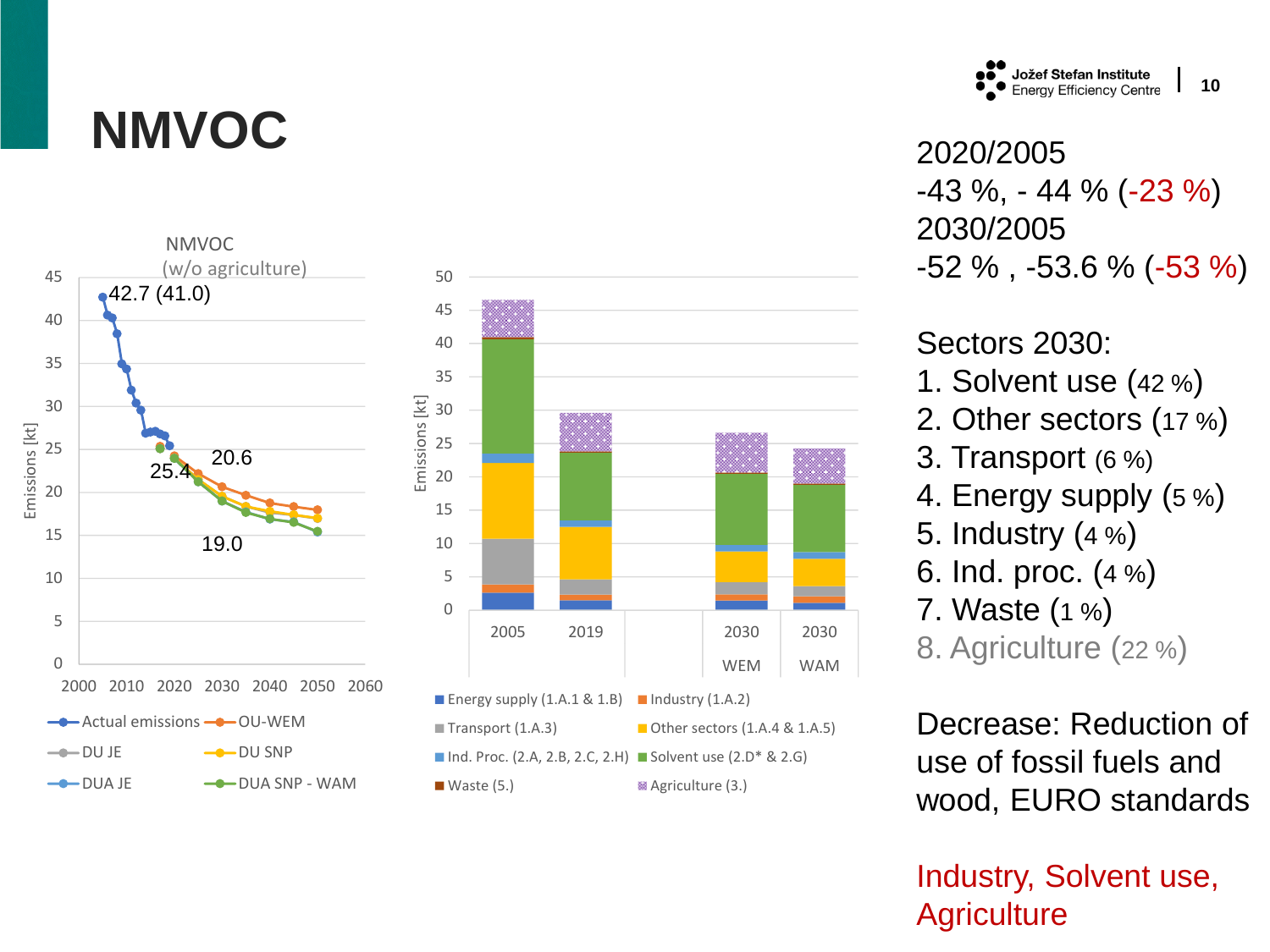# NMVOC

**NMVOC (w/o agriculture)**

Emissions [kt]

- 42.7 (41.0)
- 25.4
- 20.6
- 19.0

Legend: Actual emissions, OU-WEM, DU JE, DU SNP, DUA JE, DUA SNP - WAM

**Emissions [kt]** — 2005, 2019, 2030 WEM, 2030 WAM

Legend: Energy supply (1.A.1 & 1.B), Industry (1.A.2), Transport (1.A.3), Other sectors (1.A.4 & 1.A.5), Ind. Proc. (2.A, 2.B, 2.C, 2.H), Solvent use (2.D* & 2.G), Waste (5.), Agriculture (3.)

2020/2005
-43 %, - 44 % (-23 %)
2030/2005
-52 % , -53.6 % (-53 %)

Sectors 2030:

1. Solvent use (42 %)
2. Other sectors (17 %)
3. Transport (6 %)
4. Energy supply (5 %)
5. Industry (4 %)
6. Ind. proc. (4 %)
7. Waste (1 %)
8. Agriculture (22 %)

Decrease: Reduction of use of fossil fuels and wood, EURO standards

Industry, Solvent use, Agriculture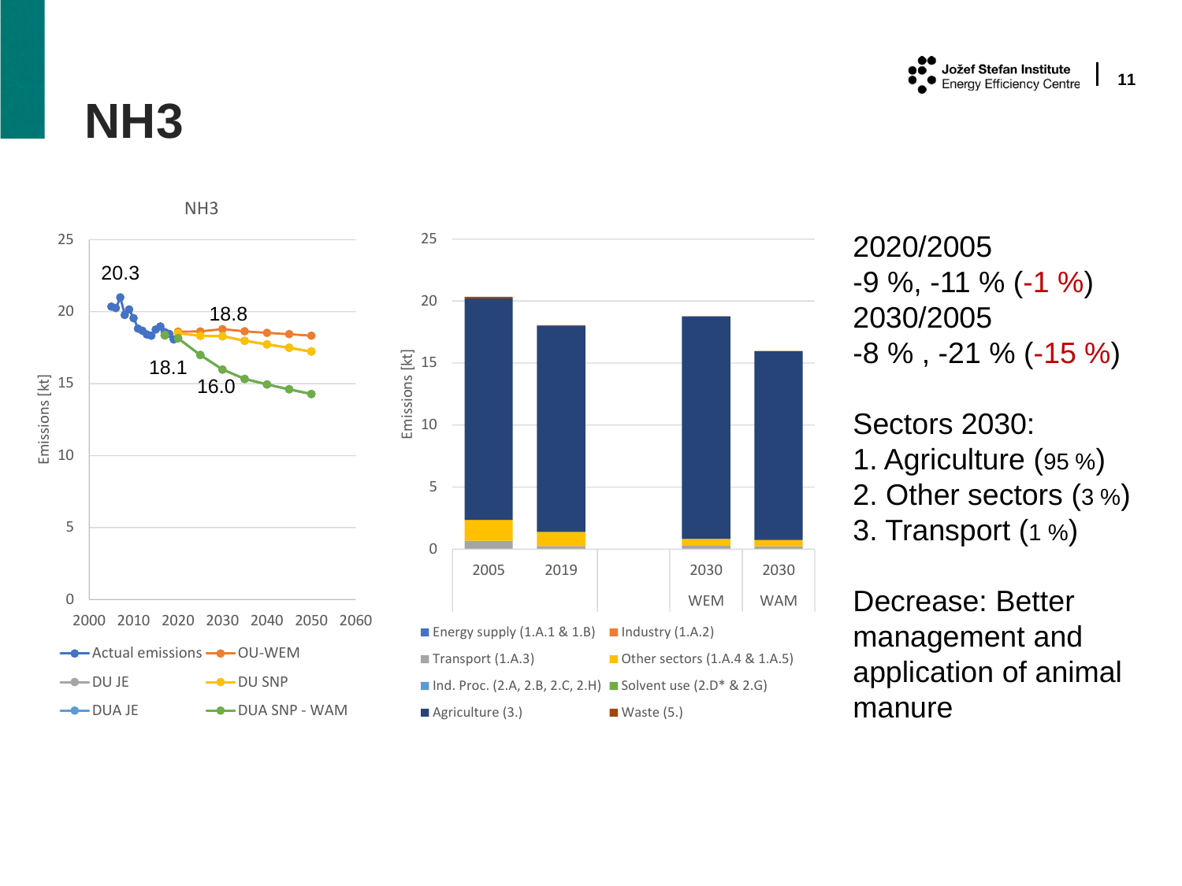# NH3

2020/2005

-9 %, -11 % (-1 %)

2030/2005

-8 % , -21 % (-15 %)

Sectors 2030:

1. Agriculture (95 %)
2. Other sectors (3 %)
3. Transport (1 %)

Decrease: Better management and application of animal manure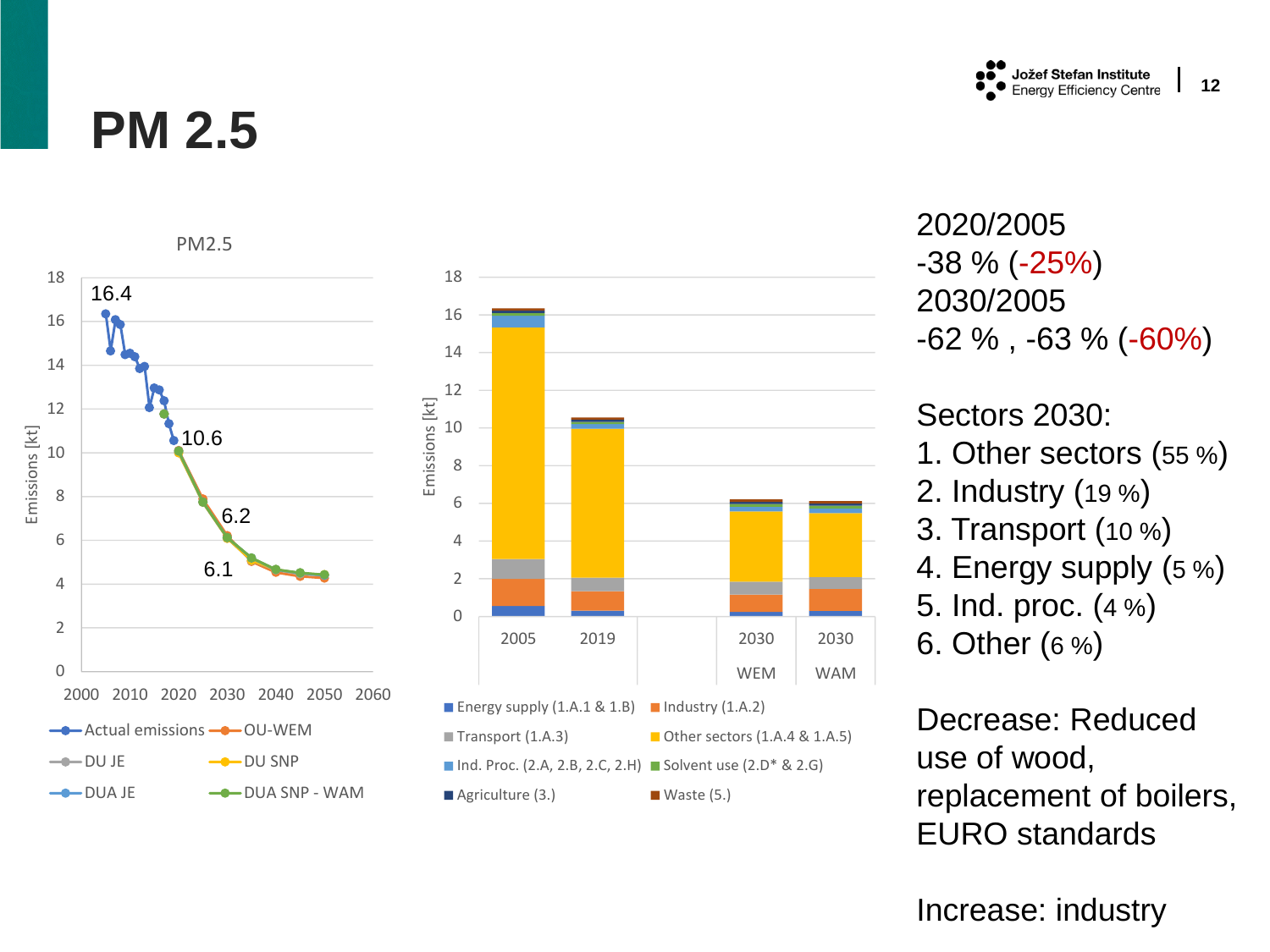# PM 2.5

2020/2005
-38 % (-25%)
2030/2005
-62 % , -63 % (-60%)

Sectors 2030:

1. Other sectors (55 %)
2. Industry (19 %)
3. Transport (10 %)
4. Energy supply (5 %)
5. Ind. proc. (4 %)
6. Other (6 %)

Decrease: Reduced use of wood, replacement of boilers, EURO standards

Increase: industry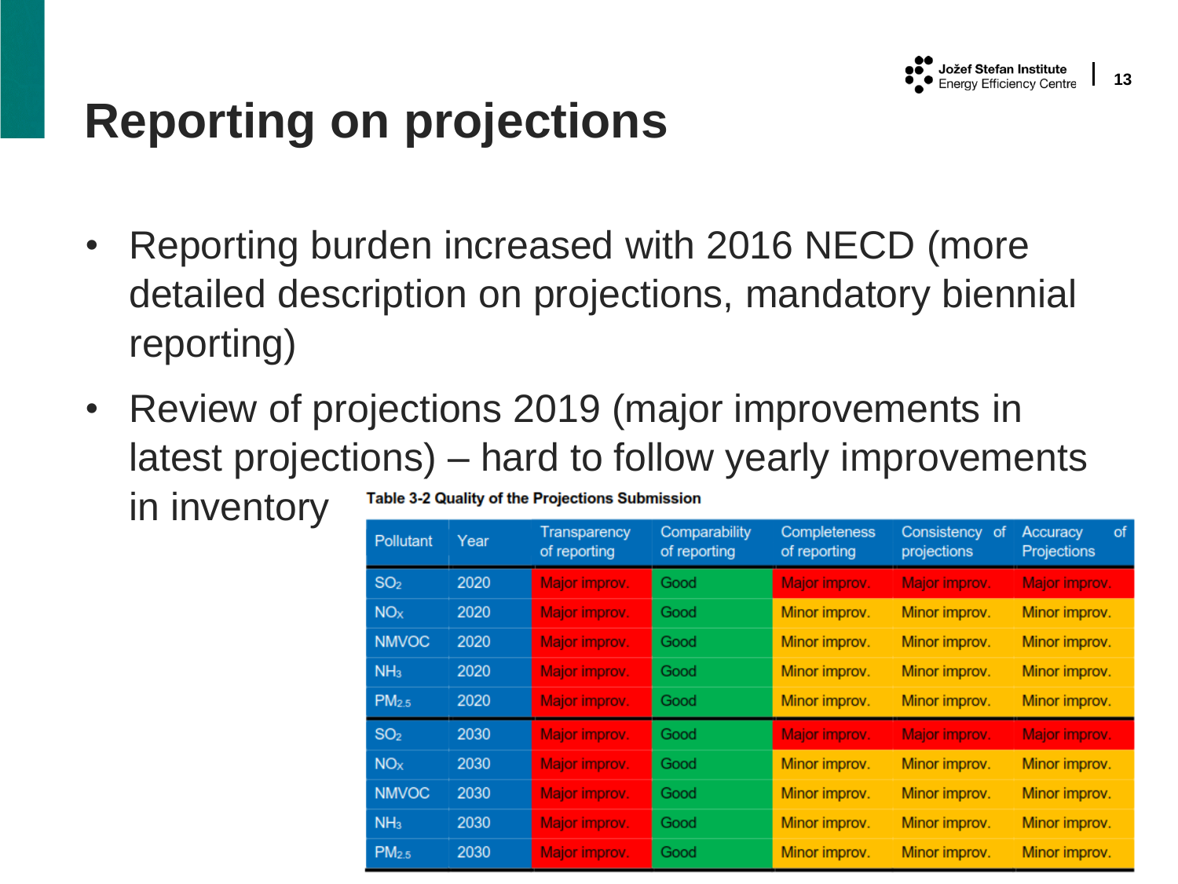# Reporting on projections

- Reporting burden increased with 2016 NECD (more detailed description on projections, mandatory biennial reporting)
- Review of projections 2019 (major improvements in latest projections) – hard to follow yearly improvements in inventory

**Table 3-2 Quality of the Projections Submission**

| Pollutant | Year | Transparency of reporting | Comparability of reporting | Completeness of reporting | Consistency of projections | Accuracy of Projections |
|---|---|---|---|---|---|---|
| $SO_2$ | 2020 | Major improv. | Good | Major improv. | Major improv. | Major improv. |
| $NO_X$ | 2020 | Major improv. | Good | Minor improv. | Minor improv. | Minor improv. |
| NMVOC | 2020 | Major improv. | Good | Minor improv. | Minor improv. | Minor improv. |
| $NH_3$ | 2020 | Major improv. | Good | Minor improv. | Minor improv. | Minor improv. |
| $PM_{2.5}$ | 2020 | Major improv. | Good | Minor improv. | Minor improv. | Minor improv. |
| $SO_2$ | 2030 | Major improv. | Good | Major improv. | Major improv. | Major improv. |
| $NO_X$ | 2030 | Major improv. | Good | Minor improv. | Minor improv. | Minor improv. |
| NMVOC | 2030 | Major improv. | Good | Minor improv. | Minor improv. | Minor improv. |
| $NH_3$ | 2030 | Major improv. | Good | Minor improv. | Minor improv. | Minor improv. |
| $PM_{2.5}$ | 2030 | Major improv. | Good | Minor improv. | Minor improv. | Minor improv. |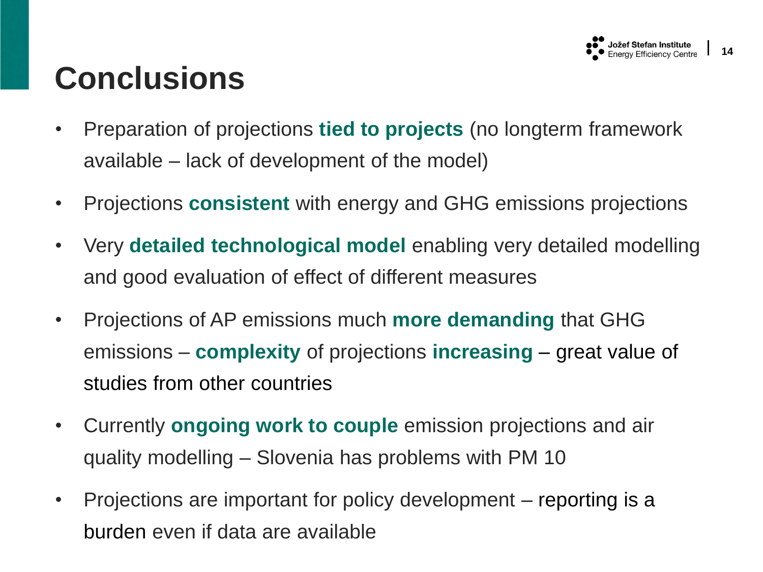# Conclusions

- Preparation of projections **tied to projects** (no longterm framework available – lack of development of the model)
- Projections **consistent** with energy and GHG emissions projections
- Very **detailed technological model** enabling very detailed modelling and good evaluation of effect of different measures
- Projections of AP emissions much **more demanding** that GHG emissions – **complexity** of projections **increasing** – great value of studies from other countries
- Currently **ongoing work to couple** emission projections and air quality modelling – Slovenia has problems with PM 10
- Projections are important for policy development – reporting is a burden even if data are available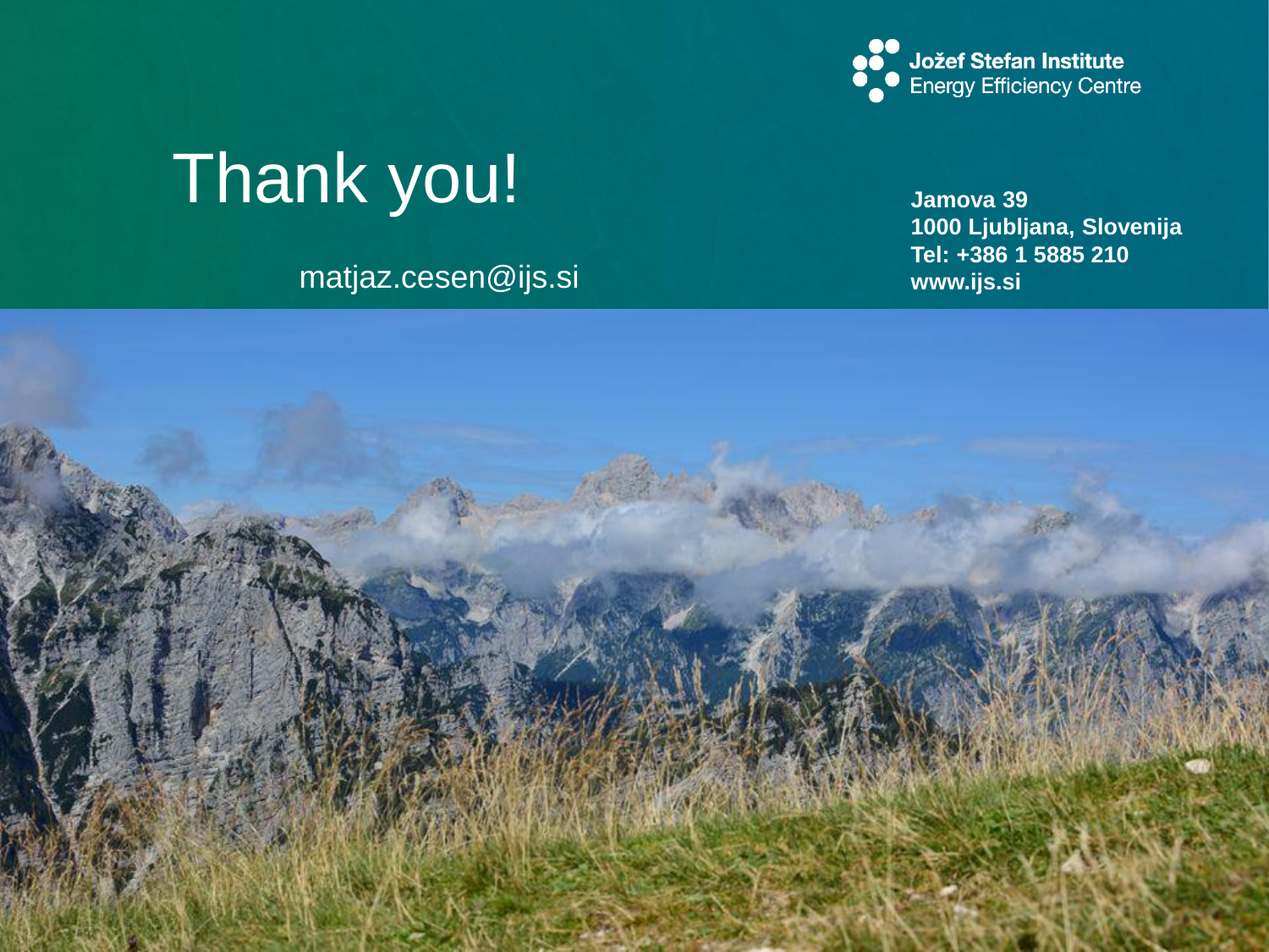Jožef Stefan Institute
Energy Efficiency Centre

# Thank you!

matjaz.cesen@ijs.si

**Jamova 39**
**1000 Ljubljana, Slovenija**
**Tel: +386 1 5885 210**
**www.ijs.si**